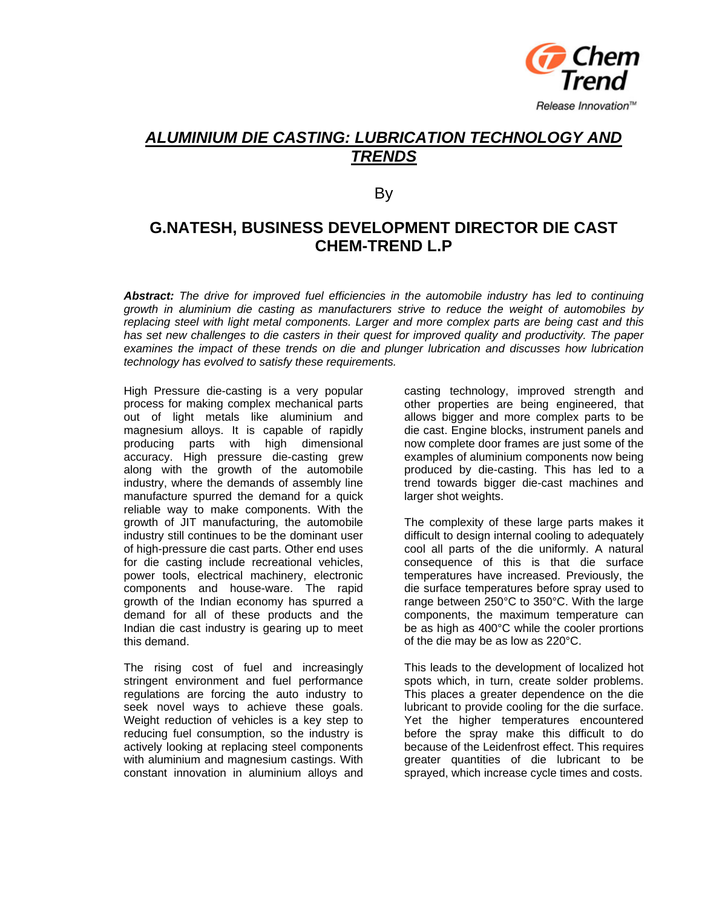# *ALUMINIUM DIE CASTING: LUBRICATION TECHNOLOGY AND TRENDS*

By

## G.NATESH, BUSINESS DEVELOPMENT DIRECTOR DIE CAST CHEM-TREND L.P

***Abstract:*** *The drive for improved fuel efficiencies in the automobile industry has led to continuing growth in aluminium die casting as manufacturers strive to reduce the weight of automobiles by replacing steel with light metal components. Larger and more complex parts are being cast and this has set new challenges to die casters in their quest for improved quality and productivity. The paper examines the impact of these trends on die and plunger lubrication and discusses how lubrication technology has evolved to satisfy these requirements.*

High Pressure die-casting is a very popular process for making complex mechanical parts out of light metals like aluminium and magnesium alloys. It is capable of rapidly producing parts with high dimensional accuracy. High pressure die-casting grew along with the growth of the automobile industry, where the demands of assembly line manufacture spurred the demand for a quick reliable way to make components. With the growth of JIT manufacturing, the automobile industry still continues to be the dominant user of high-pressure die cast parts. Other end uses for die casting include recreational vehicles, power tools, electrical machinery, electronic components and house-ware. The rapid growth of the Indian economy has spurred a demand for all of these products and the Indian die cast industry is gearing up to meet this demand.

The rising cost of fuel and increasingly stringent environment and fuel performance regulations are forcing the auto industry to seek novel ways to achieve these goals. Weight reduction of vehicles is a key step to reducing fuel consumption, so the industry is actively looking at replacing steel components with aluminium and magnesium castings. With constant innovation in aluminium alloys and casting technology, improved strength and other properties are being engineered, that allows bigger and more complex parts to be die cast. Engine blocks, instrument panels and now complete door frames are just some of the examples of aluminium components now being produced by die-casting. This has led to a trend towards bigger die-cast machines and larger shot weights.

The complexity of these large parts makes it difficult to design internal cooling to adequately cool all parts of the die uniformly. A natural consequence of this is that die surface temperatures have increased. Previously, the die surface temperatures before spray used to range between 250°C to 350°C. With the large components, the maximum temperature can be as high as 400°C while the cooler protions of the die may be as low as 220°C.

This leads to the development of localized hot spots which, in turn, create solder problems. This places a greater dependence on the die lubricant to provide cooling for the die surface. Yet the higher temperatures encountered before the spray make this difficult to do because of the Leidenfrost effect. This requires greater quantities of die lubricant to be sprayed, which increase cycle times and costs.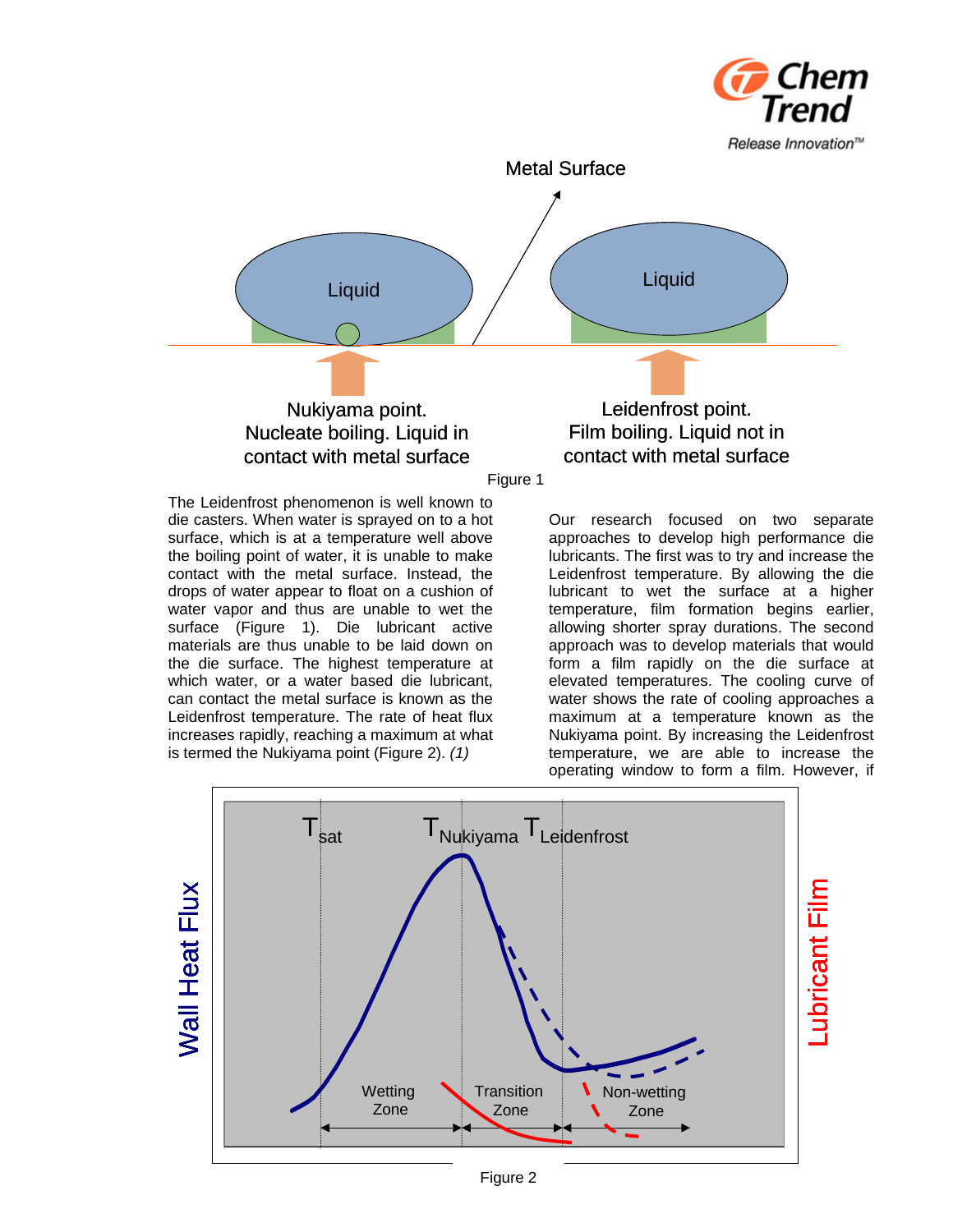Metal Surface

Liquid

Liquid

Nukiyama point.
Nucleate boiling. Liquid in contact with metal surface

Leidenfrost point.
Film boiling. Liquid not in contact with metal surface

Figure 1

The Leidenfrost phenomenon is well known to die casters. When water is sprayed on to a hot surface, which is at a temperature well above the boiling point of water, it is unable to make contact with the metal surface. Instead, the drops of water appear to float on a cushion of water vapor and thus are unable to wet the surface (Figure 1). Die lubricant active materials are thus unable to be laid down on the die surface. The highest temperature at which water, or a water based die lubricant, can contact the metal surface is known as the Leidenfrost temperature. The rate of heat flux increases rapidly, reaching a maximum at what is termed the Nukiyama point (Figure 2). *(1)*

Our research focused on two separate approaches to develop high performance die lubricants. The first was to try and increase the Leidenfrost temperature. By allowing the die lubricant to wet the surface at a higher temperature, film formation begins earlier, allowing shorter spray durations. The second approach was to develop materials that would form a film rapidly on the die surface at elevated temperatures. The cooling curve of water shows the rate of cooling approaches a maximum at a temperature known as the Nukiyama point. By increasing the Leidenfrost temperature, we are able to increase the operating window to form a film. However, if

$T_{sat}$ $T_{Nukiyama}$ $T_{Leidenfrost}$

Wall Heat Flux

Lubricant Film

Wetting Zone

Transition Zone

Non-wetting Zone

Figure 2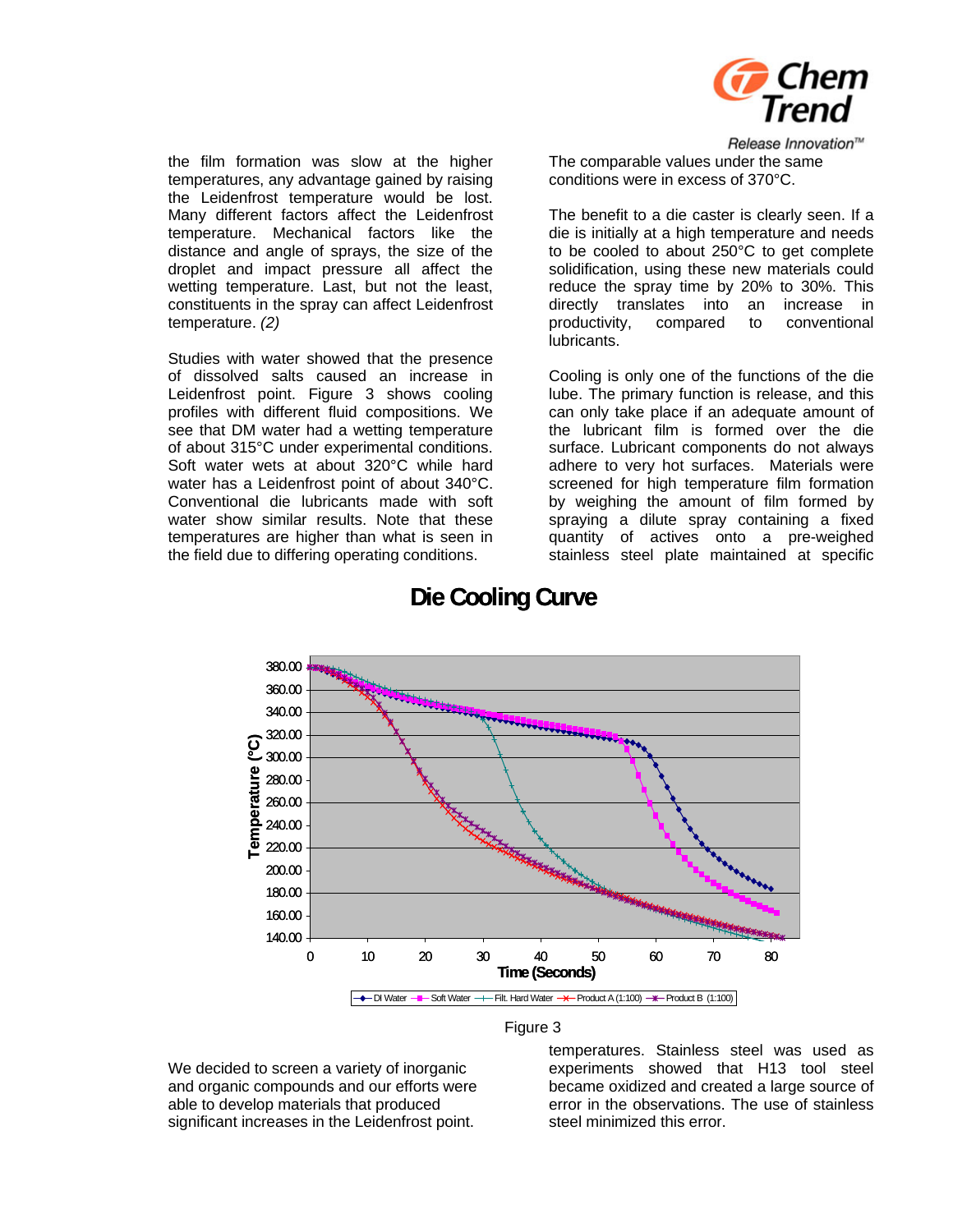the film formation was slow at the higher temperatures, any advantage gained by raising the Leidenfrost temperature would be lost. Many different factors affect the Leidenfrost temperature. Mechanical factors like the distance and angle of sprays, the size of the droplet and impact pressure all affect the wetting temperature. Last, but not the least, constituents in the spray can affect Leidenfrost temperature. *(2)*

Studies with water showed that the presence of dissolved salts caused an increase in Leidenfrost point. Figure 3 shows cooling profiles with different fluid compositions. We see that DM water had a wetting temperature of about 315°C under experimental conditions. Soft water wets at about 320°C while hard water has a Leidenfrost point of about 340°C. Conventional die lubricants made with soft water show similar results. Note that these temperatures are higher than what is seen in the field due to differing operating conditions.

We decided to screen a variety of inorganic and organic compounds and our efforts were able to develop materials that produced significant increases in the Leidenfrost point.

The comparable values under the same conditions were in excess of 370°C.

The benefit to a die caster is clearly seen. If a die is initially at a high temperature and needs to be cooled to about 250°C to get complete solidification, using these new materials could reduce the spray time by 20% to 30%. This directly translates into an increase in productivity, compared to conventional lubricants.

Cooling is only one of the functions of the die lube. The primary function is release, and this can only take place if an adequate amount of the lubricant film is formed over the die surface. Lubricant components do not always adhere to very hot surfaces. Materials were screened for high temperature film formation by weighing the amount of film formed by spraying a dilute spray containing a fixed quantity of actives onto a pre-weighed stainless steel plate maintained at specific temperatures. Stainless steel was used as experiments showed that H13 tool steel became oxidized and created a large source of error in the observations. The use of stainless steel minimized this error.

**Die Cooling Curve**

Figure 3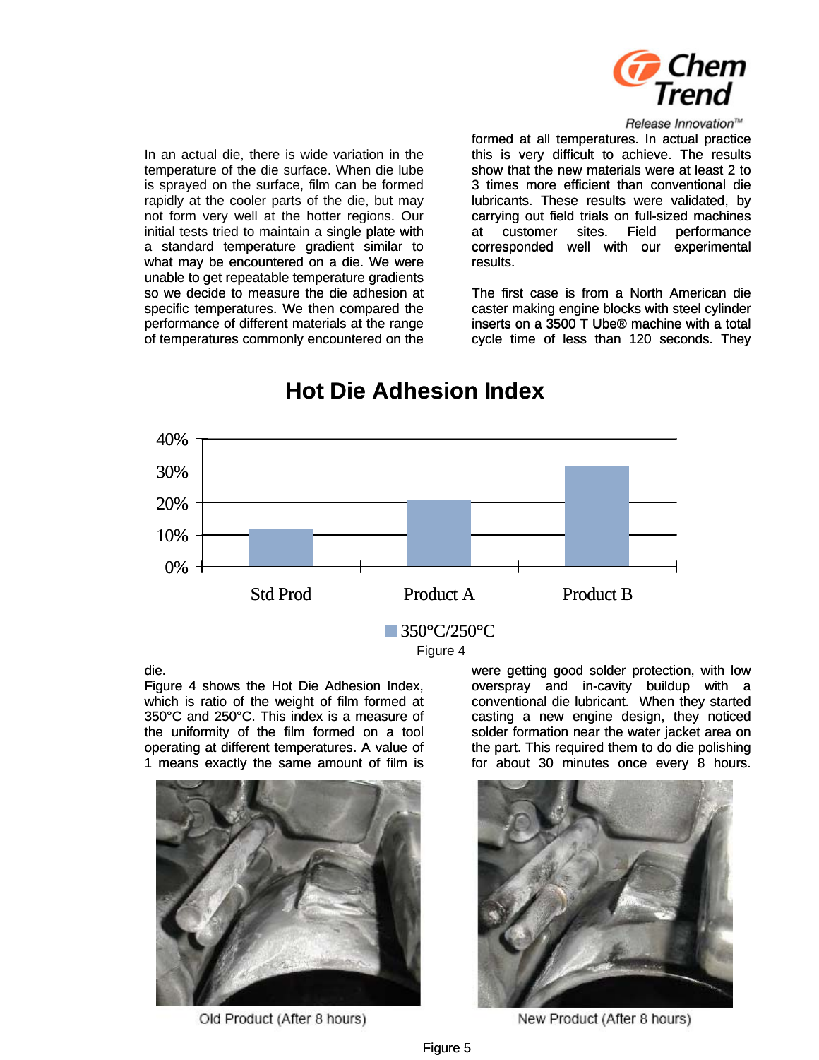In an actual die, there is wide variation in the temperature of the die surface. When die lube is sprayed on the surface, film can be formed rapidly at the cooler parts of the die, but may not form very well at the hotter regions. Our initial tests tried to maintain a single plate with a standard temperature gradient similar to what may be encountered on a die. We were unable to get repeatable temperature gradients so we decide to measure the die adhesion at specific temperatures. We then compared the performance of different materials at the range of temperatures commonly encountered on the die.

Figure 4 shows the Hot Die Adhesion Index, which is ratio of the weight of film formed at 350°C and 250°C. This index is a measure of the uniformity of the film formed on a tool operating at different temperatures. A value of 1 means exactly the same amount of film is formed at all temperatures. In actual practice this is very difficult to achieve. The results show that the new materials were at least 2 to 3 times more efficient than conventional die lubricants. These results were validated, by carrying out field trials on full-sized machines at customer sites. Field performance corresponded well with our experimental results.

The first case is from a North American die caster making engine blocks with steel cylinder inserts on a 3500 T Ube® machine with a total cycle time of less than 120 seconds. They were getting good solder protection, with low overspray and in-cavity buildup with a conventional die lubricant. When they started casting a new engine design, they noticed solder formation near the water jacket area on the part. This required them to do die polishing for about 30 minutes once every 8 hours.

## Hot Die Adhesion Index

| | 350°C/250°C |
|---|---|
| Std Prod | ~12% |
| Product A | ~21% |
| Product B | ~31% |

Figure 4

Old Product (After 8 hours)

New Product (After 8 hours)

Figure 5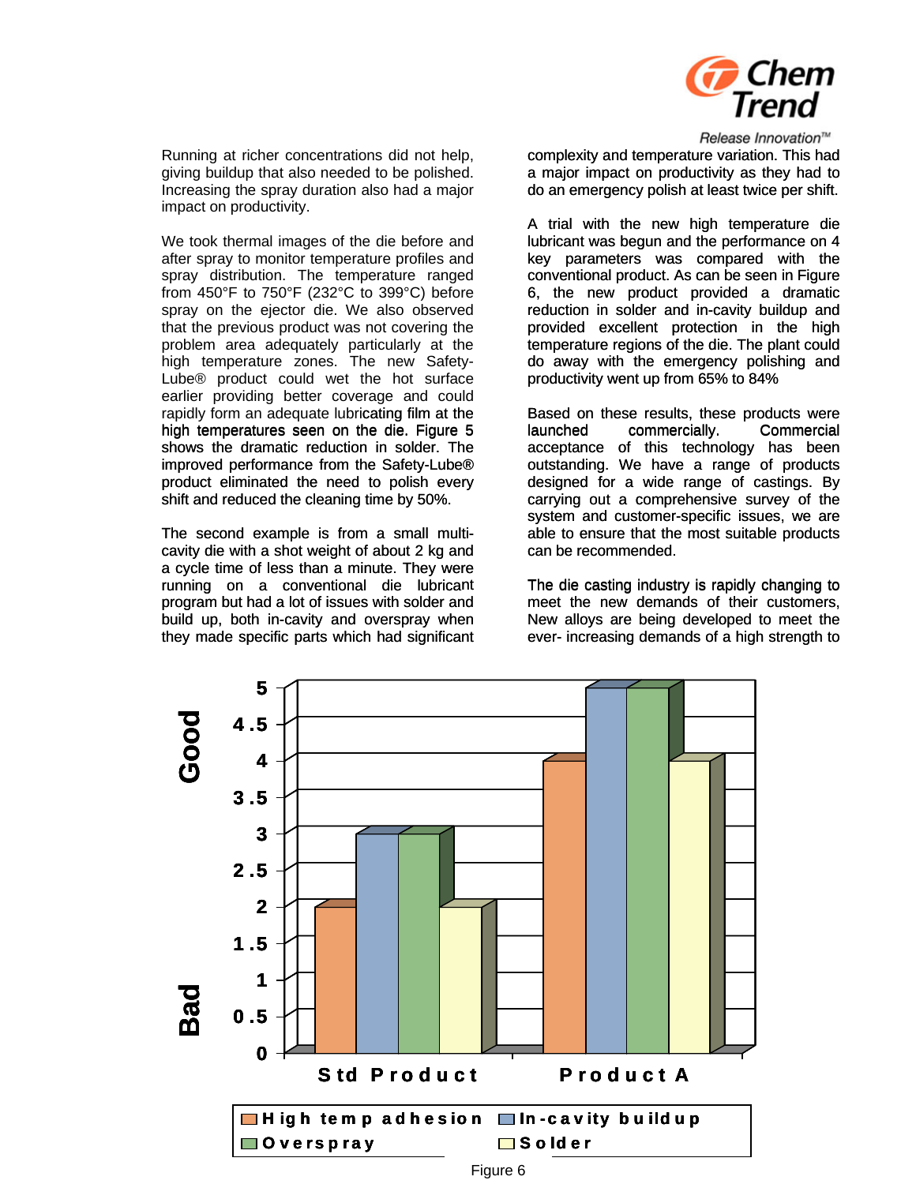Running at richer concentrations did not help, giving buildup that also needed to be polished. Increasing the spray duration also had a major impact on productivity.

We took thermal images of the die before and after spray to monitor temperature profiles and spray distribution. The temperature ranged from 450°F to 750°F (232°C to 399°C) before spray on the ejector die. We also observed that the previous product was not covering the problem area adequately particularly at the high temperature zones. The new Safety-Lube® product could wet the hot surface earlier providing better coverage and could rapidly form an adequate lubricating film at the high temperatures seen on the die. Figure 5 shows the dramatic reduction in solder. The improved performance from the Safety-Lube® product eliminated the need to polish every shift and reduced the cleaning time by 50%.

The second example is from a small multi-cavity die with a shot weight of about 2 kg and a cycle time of less than a minute. They were running on a conventional die lubricant program but had a lot of issues with solder and build up, both in-cavity and overspray when they made specific parts which had significant complexity and temperature variation. This had a major impact on productivity as they had to do an emergency polish at least twice per shift.

A trial with the new high temperature die lubricant was begun and the performance on 4 key parameters was compared with the conventional product. As can be seen in Figure 6, the new product provided a dramatic reduction in solder and in-cavity buildup and provided excellent protection in the high temperature regions of the die. The plant could do away with the emergency polishing and productivity went up from 65% to 84%

Based on these results, these products were launched commercially. Commercial acceptance of this technology has been outstanding. We have a range of products designed for a wide range of castings. By carrying out a comprehensive survey of the system and customer-specific issues, we are able to ensure that the most suitable products can be recommended.

The die casting industry is rapidly changing to meet the new demands of their customers, New alloys are being developed to meet the ever- increasing demands of a high strength to

| | High temp adhesion | In-cavity buildup | Overspray | Solder |
|---|---|---|---|---|
| Std Product | 2 | 3 | 3 | 2 |
| Product A | 4 | 5 | 5 | 4 |

(Scale: 0 = Bad, 5 = Good)

Figure 6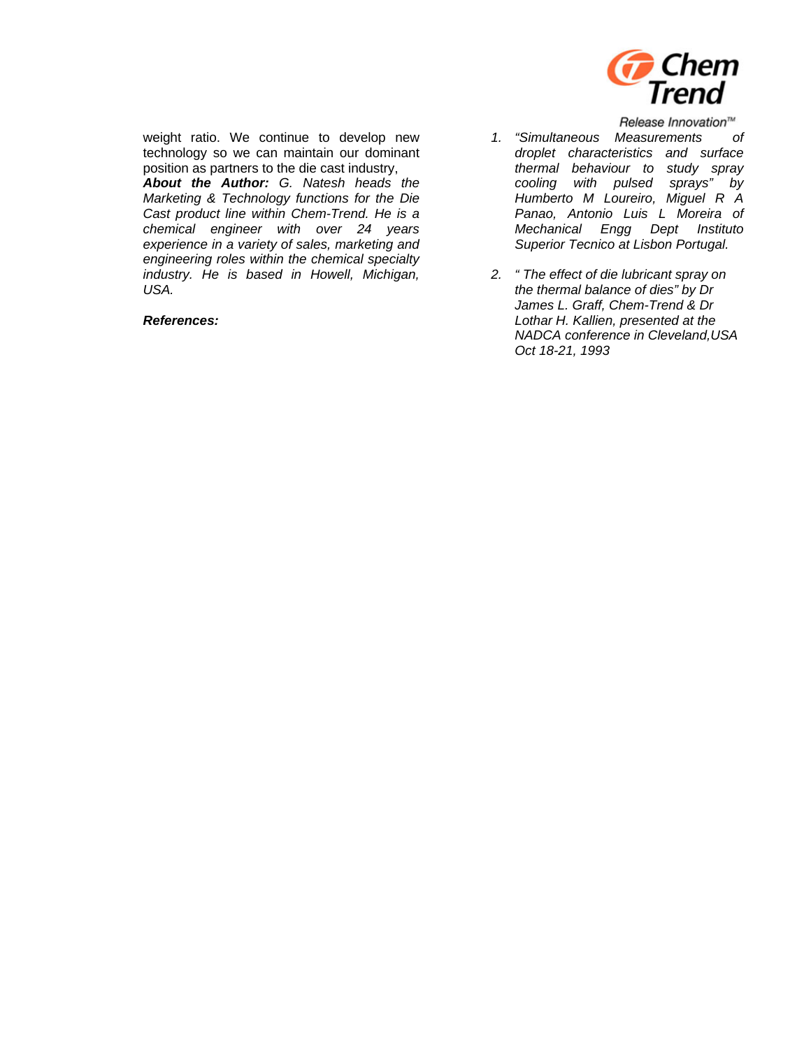weight ratio. We continue to develop new technology so we can maintain our dominant position as partners to the die cast industry,

***About the Author:*** *G. Natesh heads the Marketing & Technology functions for the Die Cast product line within Chem-Trend. He is a chemical engineer with over 24 years experience in a variety of sales, marketing and engineering roles within the chemical specialty industry. He is based in Howell, Michigan, USA.*

***References:***

1. *"Simultaneous Measurements of droplet characteristics and surface thermal behaviour to study spray cooling with pulsed sprays" by Humberto M Loureiro, Miguel R A Panao, Antonio Luis L Moreira of Mechanical Engg Dept Instituto Superior Tecnico at Lisbon Portugal.*

2. *" The effect of die lubricant spray on the thermal balance of dies" by Dr James L. Graff, Chem-Trend & Dr Lothar H. Kallien, presented at the NADCA conference in Cleveland,USA Oct 18-21, 1993*